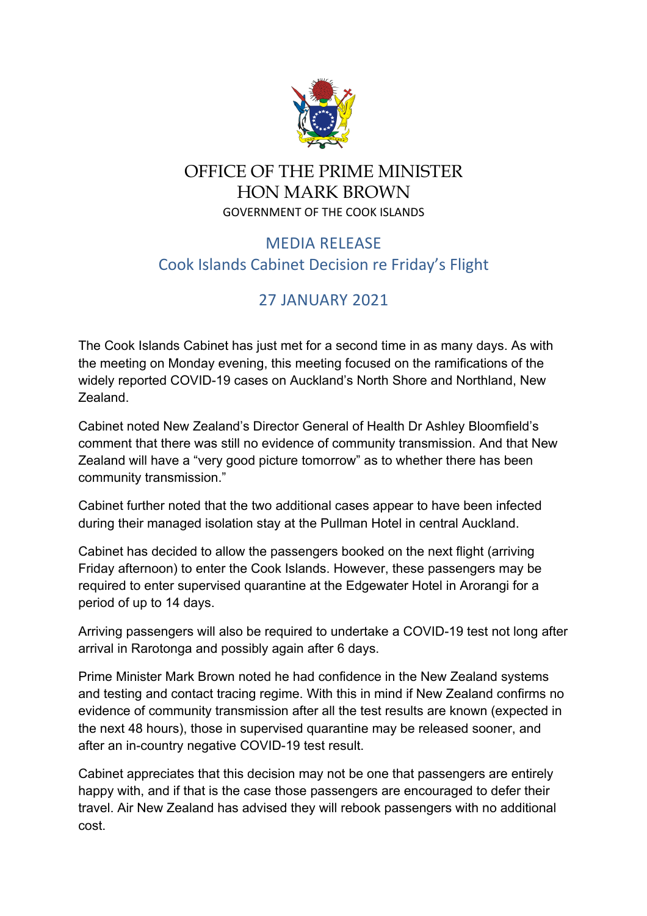# OFFICE OF THE PRIME MINISTER
# HON MARK BROWN

GOVERNMENT OF THE COOK ISLANDS

## MEDIA RELEASE
## Cook Islands Cabinet Decision re Friday's Flight

## 27 JANUARY 2021

The Cook Islands Cabinet has just met for a second time in as many days. As with the meeting on Monday evening, this meeting focused on the ramifications of the widely reported COVID-19 cases on Auckland's North Shore and Northland, New Zealand.

Cabinet noted New Zealand's Director General of Health Dr Ashley Bloomfield's comment that there was still no evidence of community transmission. And that New Zealand will have a "very good picture tomorrow" as to whether there has been community transmission."

Cabinet further noted that the two additional cases appear to have been infected during their managed isolation stay at the Pullman Hotel in central Auckland.

Cabinet has decided to allow the passengers booked on the next flight (arriving Friday afternoon) to enter the Cook Islands. However, these passengers may be required to enter supervised quarantine at the Edgewater Hotel in Arorangi for a period of up to 14 days.

Arriving passengers will also be required to undertake a COVID-19 test not long after arrival in Rarotonga and possibly again after 6 days.

Prime Minister Mark Brown noted he had confidence in the New Zealand systems and testing and contact tracing regime. With this in mind if New Zealand confirms no evidence of community transmission after all the test results are known (expected in the next 48 hours), those in supervised quarantine may be released sooner, and after an in-country negative COVID-19 test result.

Cabinet appreciates that this decision may not be one that passengers are entirely happy with, and if that is the case those passengers are encouraged to defer their travel. Air New Zealand has advised they will rebook passengers with no additional cost.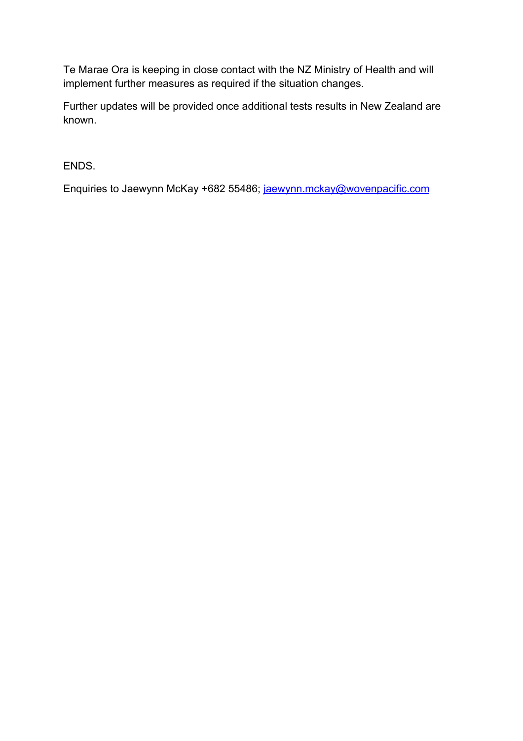Te Marae Ora is keeping in close contact with the NZ Ministry of Health and will implement further measures as required if the situation changes.

Further updates will be provided once additional tests results in New Zealand are known.

ENDS.

Enquiries to Jaewynn McKay +682 55486; jaewynn.mckay@wovenpacific.com